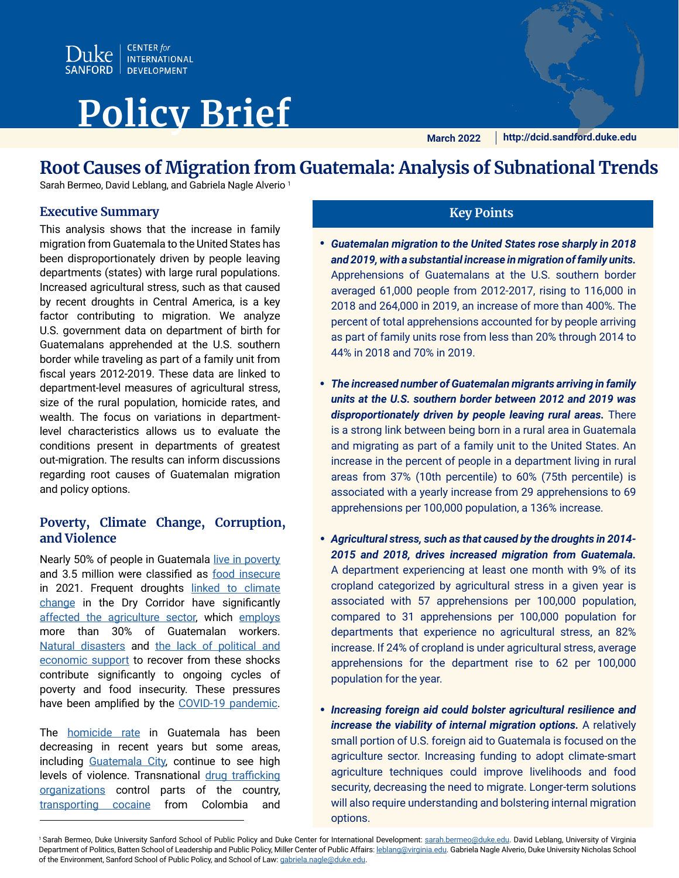Duke SANFORD | CENTER *for* INTERNATIONAL DEVELOPMENT

# Policy Brief

March 2022 | http://dcid.sanford.duke.edu

# Root Causes of Migration from Guatemala: Analysis of Subnational Trends

Sarah Bermeo, David Leblang, and Gabriela Nagle Alverio [1]

## Executive Summary

This analysis shows that the increase in family migration from Guatemala to the United States has been disproportionately driven by people leaving departments (states) with large rural populations. Increased agricultural stress, such as that caused by recent droughts in Central America, is a key factor contributing to migration. We analyze U.S. government data on department of birth for Guatemalans apprehended at the U.S. southern border while traveling as part of a family unit from fiscal years 2012-2019. These data are linked to department-level measures of agricultural stress, size of the rural population, homicide rates, and wealth. The focus on variations in department-level characteristics allows us to evaluate the conditions present in departments of greatest out-migration. The results can inform discussions regarding root causes of Guatemalan migration and policy options.

## Poverty, Climate Change, Corruption, and Violence

Nearly 50% of people in Guatemala live in poverty and 3.5 million were classified as food insecure in 2021. Frequent droughts linked to climate change in the Dry Corridor have significantly affected the agriculture sector, which employs more than 30% of Guatemalan workers. Natural disasters and the lack of political and economic support to recover from these shocks contribute significantly to ongoing cycles of poverty and food insecurity. These pressures have been amplified by the COVID-19 pandemic.

The homicide rate in Guatemala has been decreasing in recent years but some areas, including Guatemala City, continue to see high levels of violence. Transnational drug trafficking organizations control parts of the country, transporting cocaine from Colombia and

## Key Points

- ***Guatemalan migration to the United States rose sharply in 2018 and 2019, with a substantial increase in migration of family units.*** Apprehensions of Guatemalans at the U.S. southern border averaged 61,000 people from 2012-2017, rising to 116,000 in 2018 and 264,000 in 2019, an increase of more than 400%. The percent of total apprehensions accounted for by people arriving as part of family units rose from less than 20% through 2014 to 44% in 2018 and 70% in 2019.

- ***The increased number of Guatemalan migrants arriving in family units at the U.S. southern border between 2012 and 2019 was disproportionately driven by people leaving rural areas.*** There is a strong link between being born in a rural area in Guatemala and migrating as part of a family unit to the United States. An increase in the percent of people in a department living in rural areas from 37% (10th percentile) to 60% (75th percentile) is associated with a yearly increase from 29 apprehensions to 69 apprehensions per 100,000 population, a 136% increase.

- ***Agricultural stress, such as that caused by the droughts in 2014-2015 and 2018, drives increased migration from Guatemala.*** A department experiencing at least one month with 9% of its cropland categorized by agricultural stress in a given year is associated with 57 apprehensions per 100,000 population, compared to 31 apprehensions per 100,000 population for departments that experience no agricultural stress, an 82% increase. If 24% of cropland is under agricultural stress, average apprehensions for the department rise to 62 per 100,000 population for the year.

- ***Increasing foreign aid could bolster agricultural resilience and increase the viability of internal migration options.*** A relatively small portion of U.S. foreign aid to Guatemala is focused on the agriculture sector. Increasing funding to adopt climate-smart agriculture techniques could improve livelihoods and food security, decreasing the need to migrate. Longer-term solutions will also require understanding and bolstering internal migration options.

---

[1] Sarah Bermeo, Duke University Sanford School of Public Policy and Duke Center for International Development: sarah.bermeo@duke.edu. David Leblang, University of Virginia Department of Politics, Batten School of Leadership and Public Policy, Miller Center of Public Affairs: leblang@virginia.edu. Gabriela Nagle Alverio, Duke University Nicholas School of the Environment, Sanford School of Public Policy, and School of Law: gabriela.nagle@duke.edu.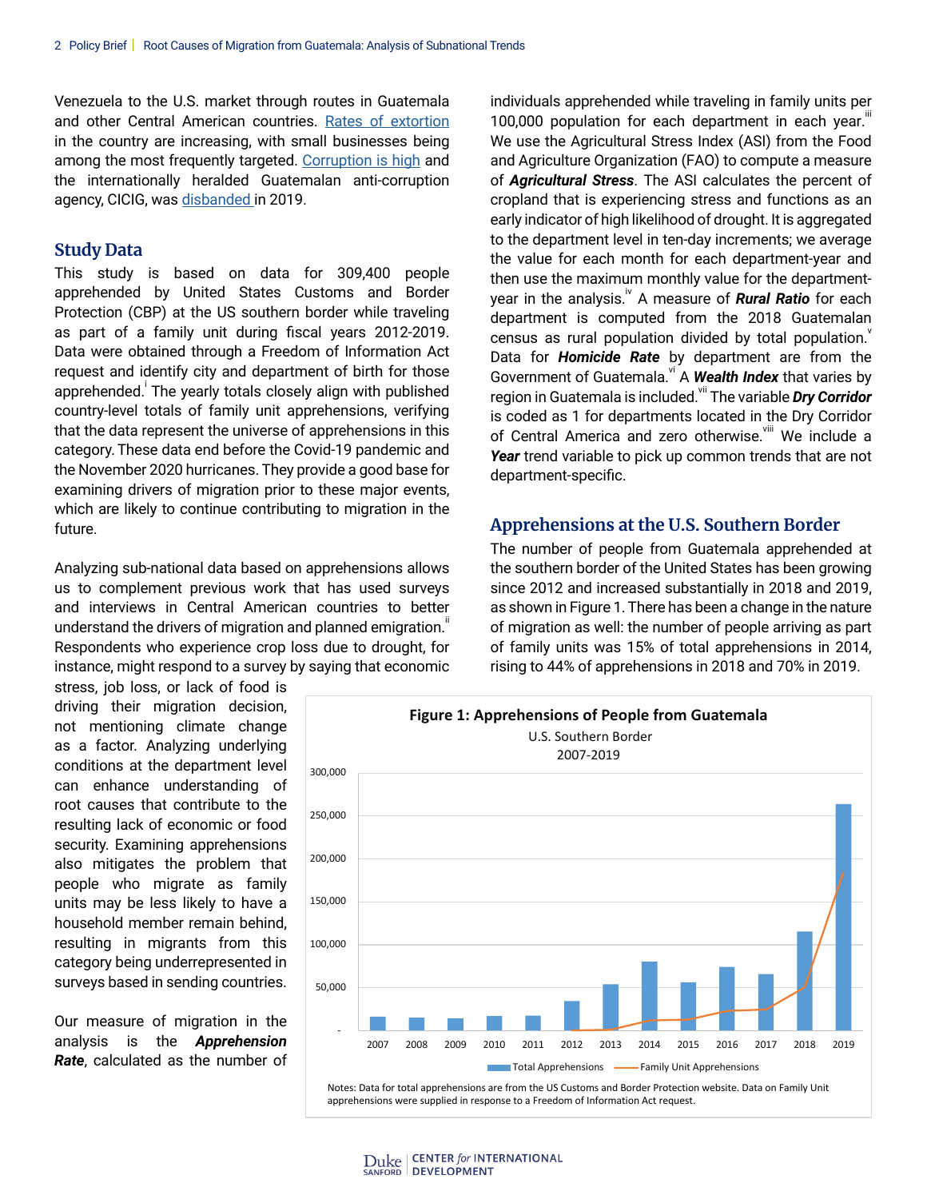Venezuela to the U.S. market through routes in Guatemala and other Central American countries. Rates of extortion in the country are increasing, with small businesses being among the most frequently targeted. Corruption is high and the internationally heralded Guatemalan anti-corruption agency, CICIG, was disbanded in 2019.

## Study Data

This study is based on data for 309,400 people apprehended by United States Customs and Border Protection (CBP) at the US southern border while traveling as part of a family unit during fiscal years 2012-2019. Data were obtained through a Freedom of Information Act request and identify city and department of birth for those apprehended.[i] The yearly totals closely align with published country-level totals of family unit apprehensions, verifying that the data represent the universe of apprehensions in this category. These data end before the Covid-19 pandemic and the November 2020 hurricanes. They provide a good base for examining drivers of migration prior to these major events, which are likely to continue contributing to migration in the future.

Analyzing sub-national data based on apprehensions allows us to complement previous work that has used surveys and interviews in Central American countries to better understand the drivers of migration and planned emigration.[ii] Respondents who experience crop loss due to drought, for instance, might respond to a survey by saying that economic stress, job loss, or lack of food is driving their migration decision, not mentioning climate change as a factor. Analyzing underlying conditions at the department level can enhance understanding of root causes that contribute to the resulting lack of economic or food security. Examining apprehensions also mitigates the problem that people who migrate as family units may be less likely to have a household member remain behind, resulting in migrants from this category being underrepresented in surveys based in sending countries.

Our measure of migration in the analysis is the ***Apprehension Rate***, calculated as the number of individuals apprehended while traveling in family units per 100,000 population for each department in each year.[iii] We use the Agricultural Stress Index (ASI) from the Food and Agriculture Organization (FAO) to compute a measure of ***Agricultural Stress***. The ASI calculates the percent of cropland that is experiencing stress and functions as an early indicator of high likelihood of drought. It is aggregated to the department level in ten-day increments; we average the value for each month for each department-year and then use the maximum monthly value for the department-year in the analysis.[iv] A measure of ***Rural Ratio*** for each department is computed from the 2018 Guatemalan census as rural population divided by total population.[v] Data for ***Homicide Rate*** by department are from the Government of Guatemala.[vi] A ***Wealth Index*** that varies by region in Guatemala is included.[vii] The variable ***Dry Corridor*** is coded as 1 for departments located in the Dry Corridor of Central America and zero otherwise.[viii] We include a ***Year*** trend variable to pick up common trends that are not department-specific.

## Apprehensions at the U.S. Southern Border

The number of people from Guatemala apprehended at the southern border of the United States has been growing since 2012 and increased substantially in 2018 and 2019, as shown in Figure 1. There has been a change in the nature of migration as well: the number of people arriving as part of family units was 15% of total apprehensions in 2014, rising to 44% of apprehensions in 2018 and 70% in 2019.

**Figure 1: Apprehensions of People from Guatemala**
U.S. Southern Border
2007-2019

Legend: Total Apprehensions (bars); Family Unit Apprehensions (line). Years 2007–2019; y-axis 0–300,000.

Notes: Data for total apprehensions are from the US Customs and Border Protection website. Data on Family Unit apprehensions were supplied in response to a Freedom of Information Act request.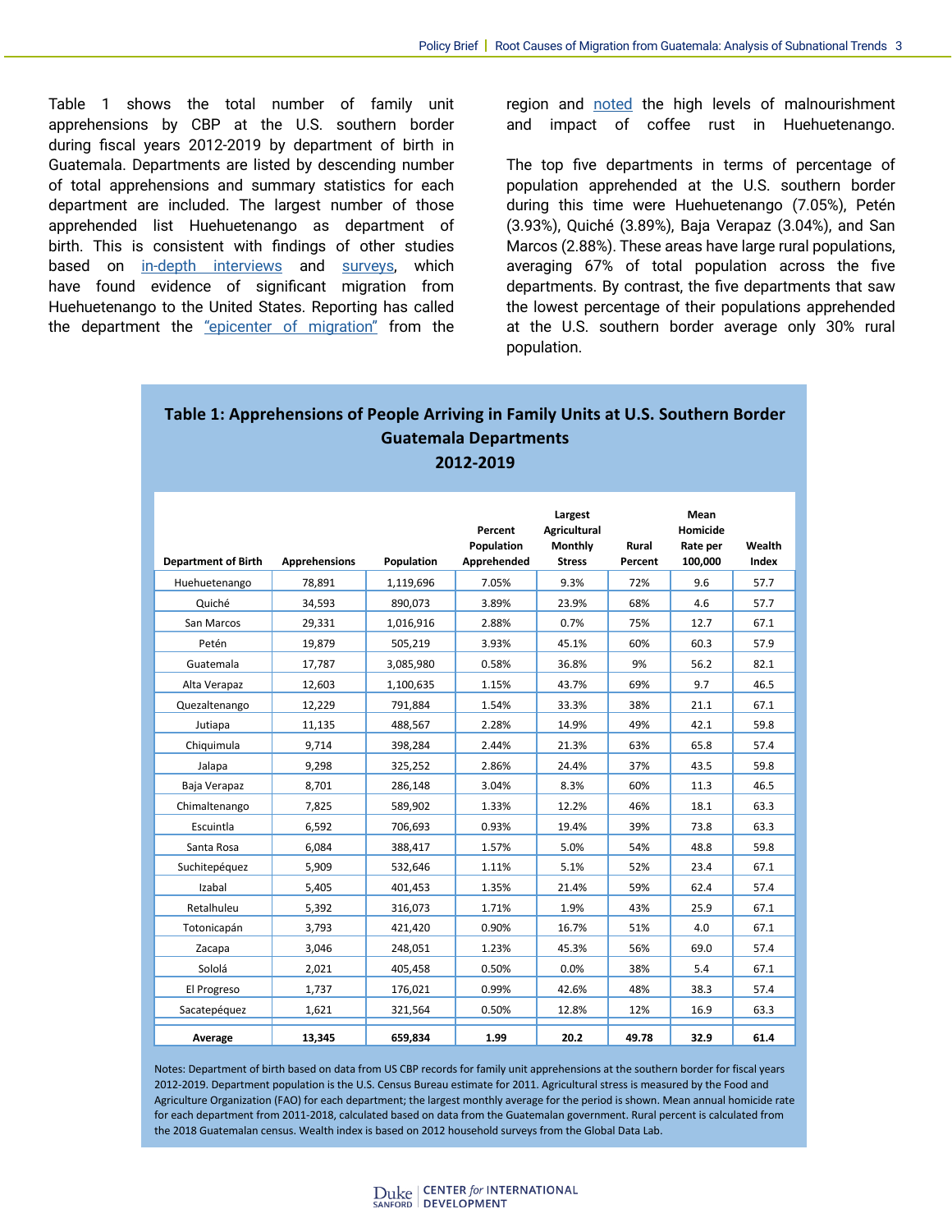Table 1 shows the total number of family unit apprehensions by CBP at the U.S. southern border during fiscal years 2012-2019 by department of birth in Guatemala. Departments are listed by descending number of total apprehensions and summary statistics for each department are included. The largest number of those apprehended list Huehuetenango as department of birth. This is consistent with findings of other studies based on in-depth interviews and surveys, which have found evidence of significant migration from Huehuetenango to the United States. Reporting has called the department the "epicenter of migration" from the region and noted the high levels of malnourishment and impact of coffee rust in Huehuetenango.

The top five departments in terms of percentage of population apprehended at the U.S. southern border during this time were Huehuetenango (7.05%), Petén (3.93%), Quiché (3.89%), Baja Verapaz (3.04%), and San Marcos (2.88%). These areas have large rural populations, averaging 67% of total population across the five departments. By contrast, the five departments that saw the lowest percentage of their populations apprehended at the U.S. southern border average only 30% rural population.

**Table 1: Apprehensions of People Arriving in Family Units at U.S. Southern Border Guatemala Departments 2012-2019**

| Department of Birth | Apprehensions | Population | Percent Population Apprehended | Largest Agricultural Monthly Stress | Rural Percent | Mean Homicide Rate per 100,000 | Wealth Index |
|---|---|---|---|---|---|---|---|
| Huehuetenango | 78,891 | 1,119,696 | 7.05% | 9.3% | 72% | 9.6 | 57.7 |
| Quiché | 34,593 | 890,073 | 3.89% | 23.9% | 68% | 4.6 | 57.7 |
| San Marcos | 29,331 | 1,016,916 | 2.88% | 0.7% | 75% | 12.7 | 67.1 |
| Petén | 19,879 | 505,219 | 3.93% | 45.1% | 60% | 60.3 | 57.9 |
| Guatemala | 17,787 | 3,085,980 | 0.58% | 36.8% | 9% | 56.2 | 82.1 |
| Alta Verapaz | 12,603 | 1,100,635 | 1.15% | 43.7% | 69% | 9.7 | 46.5 |
| Quezaltenango | 12,229 | 791,884 | 1.54% | 33.3% | 38% | 21.1 | 67.1 |
| Jutiapa | 11,135 | 488,567 | 2.28% | 14.9% | 49% | 42.1 | 59.8 |
| Chiquimula | 9,714 | 398,284 | 2.44% | 21.3% | 63% | 65.8 | 57.4 |
| Jalapa | 9,298 | 325,252 | 2.86% | 24.4% | 37% | 43.5 | 59.8 |
| Baja Verapaz | 8,701 | 286,148 | 3.04% | 8.3% | 60% | 11.3 | 46.5 |
| Chimaltenango | 7,825 | 589,902 | 1.33% | 12.2% | 46% | 18.1 | 63.3 |
| Escuintla | 6,592 | 706,693 | 0.93% | 19.4% | 39% | 73.8 | 63.3 |
| Santa Rosa | 6,084 | 388,417 | 1.57% | 5.0% | 54% | 48.8 | 59.8 |
| Suchitepéquez | 5,909 | 532,646 | 1.11% | 5.1% | 52% | 23.4 | 67.1 |
| Izabal | 5,405 | 401,453 | 1.35% | 21.4% | 59% | 62.4 | 57.4 |
| Retalhuleu | 5,392 | 316,073 | 1.71% | 1.9% | 43% | 25.9 | 67.1 |
| Totonicapán | 3,793 | 421,420 | 0.90% | 16.7% | 51% | 4.0 | 67.1 |
| Zacapa | 3,046 | 248,051 | 1.23% | 45.3% | 56% | 69.0 | 57.4 |
| Sololá | 2,021 | 405,458 | 0.50% | 0.0% | 38% | 5.4 | 67.1 |
| El Progreso | 1,737 | 176,021 | 0.99% | 42.6% | 48% | 38.3 | 57.4 |
| Sacatepéquez | 1,621 | 321,564 | 0.50% | 12.8% | 12% | 16.9 | 63.3 |
| **Average** | **13,345** | **659,834** | **1.99** | **20.2** | **49.78** | **32.9** | **61.4** |

Notes: Department of birth based on data from US CBP records for family unit apprehensions at the southern border for fiscal years 2012-2019. Department population is the U.S. Census Bureau estimate for 2011. Agricultural stress is measured by the Food and Agriculture Organization (FAO) for each department; the largest monthly average for the period is shown. Mean annual homicide rate for each department from 2011-2018, calculated based on data from the Guatemalan government. Rural percent is calculated from the 2018 Guatemalan census. Wealth index is based on 2012 household surveys from the Global Data Lab.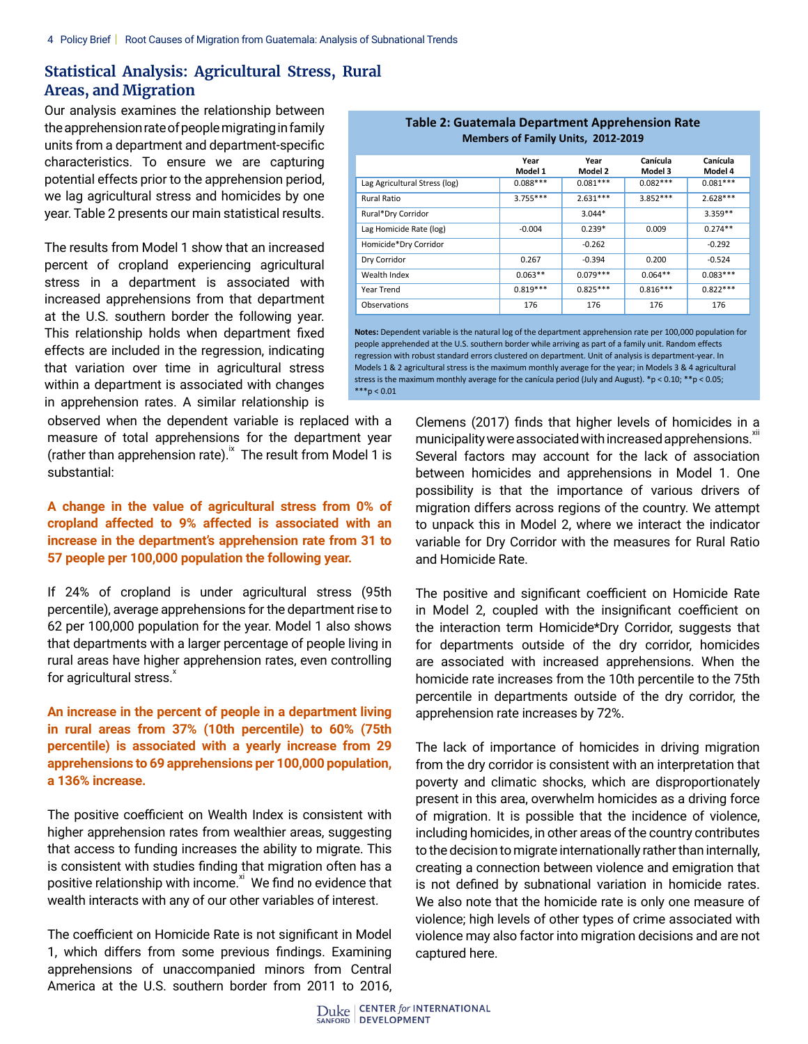## Statistical Analysis: Agricultural Stress, Rural Areas, and Migration

Our analysis examines the relationship between the apprehension rate of people migrating in family units from a department and department-specific characteristics. To ensure we are capturing potential effects prior to the apprehension period, we lag agricultural stress and homicides by one year. Table 2 presents our main statistical results.

**Table 2: Guatemala Department Apprehension Rate**
**Members of Family Units, 2012-2019**

| | Year Model 1 | Year Model 2 | Canícula Model 3 | Canícula Model 4 |
|---|---|---|---|---|
| Lag Agricultural Stress (log) | 0.088*** | 0.081*** | 0.082*** | 0.081*** |
| Rural Ratio | 3.755*** | 2.631*** | 3.852*** | 2.628*** |
| Rural*Dry Corridor | | 3.044* | | 3.359** |
| Lag Homicide Rate (log) | -0.004 | 0.239* | 0.009 | 0.274** |
| Homicide*Dry Corridor | | -0.262 | | -0.292 |
| Dry Corridor | 0.267 | -0.394 | 0.200 | -0.524 |
| Wealth Index | 0.063** | 0.079*** | 0.064** | 0.083*** |
| Year Trend | 0.819*** | 0.825*** | 0.816*** | 0.822*** |
| Observations | 176 | 176 | 176 | 176 |

**Notes:** Dependent variable is the natural log of the department apprehension rate per 100,000 population for people apprehended at the U.S. southern border while arriving as part of a family unit. Random effects regression with robust standard errors clustered on department. Unit of analysis is department-year. In Models 1 & 2 agricultural stress is the maximum monthly average for the year; in Models 3 & 4 agricultural stress is the maximum monthly average for the canícula period (July and August). *p < 0.10; **p < 0.05; ***p < 0.01

The results from Model 1 show that an increased percent of cropland experiencing agricultural stress in a department is associated with increased apprehensions from that department at the U.S. southern border the following year. This relationship holds when department fixed effects are included in the regression, indicating that variation over time in agricultural stress within a department is associated with changes in apprehension rates. A similar relationship is observed when the dependent variable is replaced with a measure of total apprehensions for the department year (rather than apprehension rate).[ix] The result from Model 1 is substantial:

**A change in the value of agricultural stress from 0% of cropland affected to 9% affected is associated with an increase in the department's apprehension rate from 31 to 57 people per 100,000 population the following year.**

If 24% of cropland is under agricultural stress (95th percentile), average apprehensions for the department rise to 62 per 100,000 population for the year. Model 1 also shows that departments with a larger percentage of people living in rural areas have higher apprehension rates, even controlling for agricultural stress.[x]

**An increase in the percent of people in a department living in rural areas from 37% (10th percentile) to 60% (75th percentile) is associated with a yearly increase from 29 apprehensions to 69 apprehensions per 100,000 population, a 136% increase.**

The positive coefficient on Wealth Index is consistent with higher apprehension rates from wealthier areas, suggesting that access to funding increases the ability to migrate. This is consistent with studies finding that migration often has a positive relationship with income.[xi] We find no evidence that wealth interacts with any of our other variables of interest.

The coefficient on Homicide Rate is not significant in Model 1, which differs from some previous findings. Examining apprehensions of unaccompanied minors from Central America at the U.S. southern border from 2011 to 2016, Clemens (2017) finds that higher levels of homicides in a municipality were associated with increased apprehensions.[xii] Several factors may account for the lack of association between homicides and apprehensions in Model 1. One possibility is that the importance of various drivers of migration differs across regions of the country. We attempt to unpack this in Model 2, where we interact the indicator variable for Dry Corridor with the measures for Rural Ratio and Homicide Rate.

The positive and significant coefficient on Homicide Rate in Model 2, coupled with the insignificant coefficient on the interaction term Homicide*Dry Corridor, suggests that for departments outside of the dry corridor, homicides are associated with increased apprehensions. When the homicide rate increases from the 10th percentile to the 75th percentile in departments outside of the dry corridor, the apprehension rate increases by 72%.

The lack of importance of homicides in driving migration from the dry corridor is consistent with an interpretation that poverty and climatic shocks, which are disproportionately present in this area, overwhelm homicides as a driving force of migration. It is possible that the incidence of violence, including homicides, in other areas of the country contributes to the decision to migrate internationally rather than internally, creating a connection between violence and emigration that is not defined by subnational variation in homicide rates. We also note that the homicide rate is only one measure of violence; high levels of other types of crime associated with violence may also factor into migration decisions and are not captured here.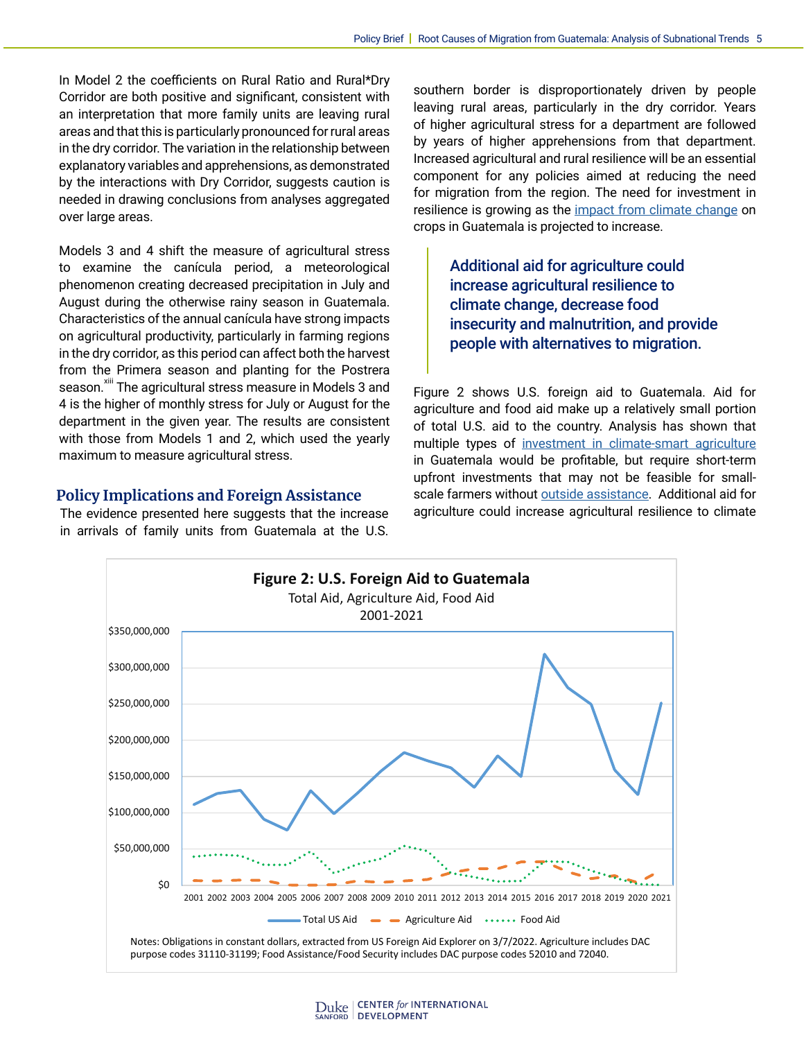In Model 2 the coefficients on Rural Ratio and Rural*Dry Corridor are both positive and significant, consistent with an interpretation that more family units are leaving rural areas and that this is particularly pronounced for rural areas in the dry corridor. The variation in the relationship between explanatory variables and apprehensions, as demonstrated by the interactions with Dry Corridor, suggests caution is needed in drawing conclusions from analyses aggregated over large areas.

Models 3 and 4 shift the measure of agricultural stress to examine the canícula period, a meteorological phenomenon creating decreased precipitation in July and August during the otherwise rainy season in Guatemala. Characteristics of the annual canícula have strong impacts on agricultural productivity, particularly in farming regions in the dry corridor, as this period can affect both the harvest from the Primera season and planting for the Postrera season.[xiii] The agricultural stress measure in Models 3 and 4 is the higher of monthly stress for July or August for the department in the given year. The results are consistent with those from Models 1 and 2, which used the yearly maximum to measure agricultural stress.

## Policy Implications and Foreign Assistance

The evidence presented here suggests that the increase in arrivals of family units from Guatemala at the U.S. southern border is disproportionately driven by people leaving rural areas, particularly in the dry corridor. Years of higher agricultural stress for a department are followed by years of higher apprehensions from that department. Increased agricultural and rural resilience will be an essential component for any policies aimed at reducing the need for migration from the region. The need for investment in resilience is growing as the impact from climate change on crops in Guatemala is projected to increase.

> **Additional aid for agriculture could increase agricultural resilience to climate change, decrease food insecurity and malnutrition, and provide people with alternatives to migration.**

Figure 2 shows U.S. foreign aid to Guatemala. Aid for agriculture and food aid make up a relatively small portion of total U.S. aid to the country. Analysis has shown that multiple types of investment in climate-smart agriculture in Guatemala would be profitable, but require short-term upfront investments that may not be feasible for small-scale farmers without outside assistance. Additional aid for agriculture could increase agricultural resilience to climate

**Figure 2: U.S. Foreign Aid to Guatemala**
Total Aid, Agriculture Aid, Food Aid
2001-2021

Notes: Obligations in constant dollars, extracted from US Foreign Aid Explorer on 3/7/2022. Agriculture includes DAC purpose codes 31110-31199; Food Assistance/Food Security includes DAC purpose codes 52010 and 72040.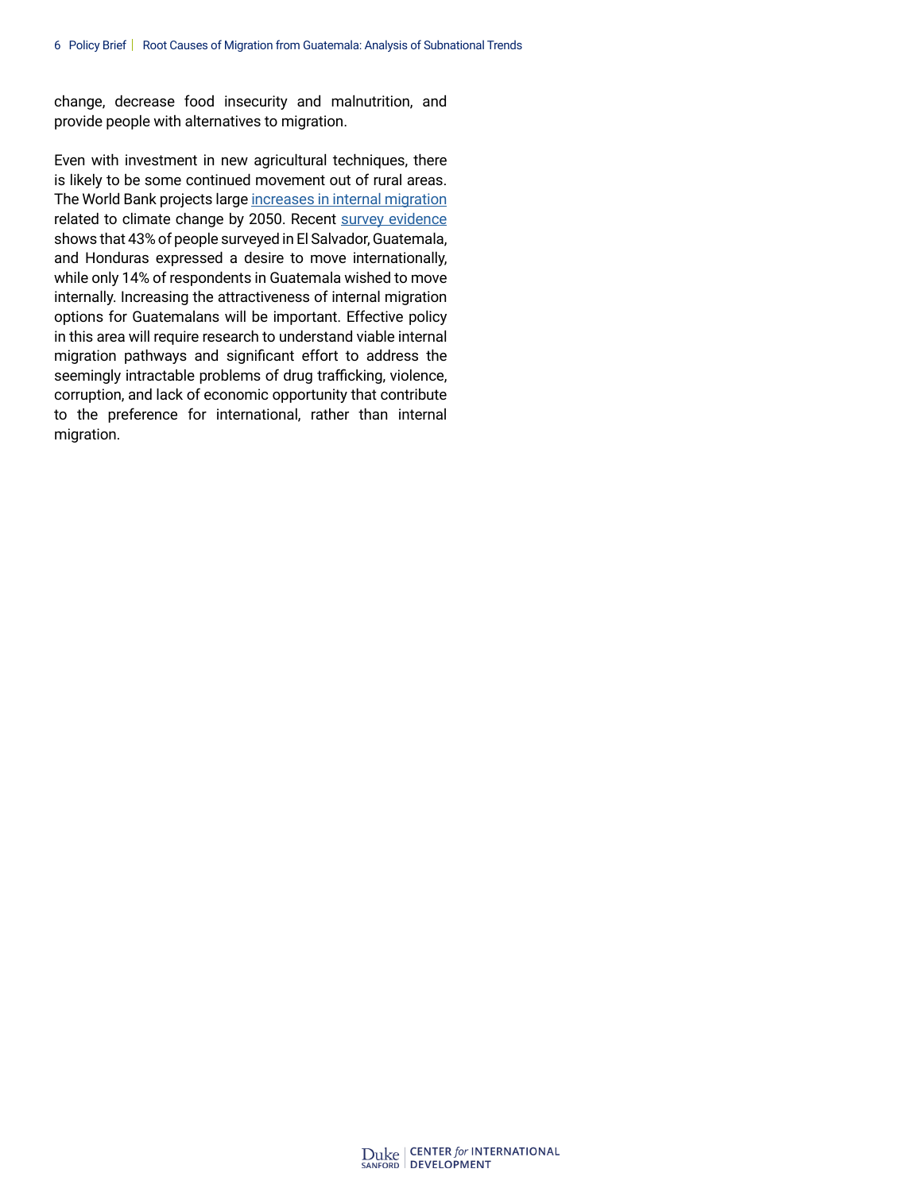change, decrease food insecurity and malnutrition, and provide people with alternatives to migration.

Even with investment in new agricultural techniques, there is likely to be some continued movement out of rural areas. The World Bank projects large increases in internal migration related to climate change by 2050. Recent survey evidence shows that 43% of people surveyed in El Salvador, Guatemala, and Honduras expressed a desire to move internationally, while only 14% of respondents in Guatemala wished to move internally. Increasing the attractiveness of internal migration options for Guatemalans will be important. Effective policy in this area will require research to understand viable internal migration pathways and significant effort to address the seemingly intractable problems of drug trafficking, violence, corruption, and lack of economic opportunity that contribute to the preference for international, rather than internal migration.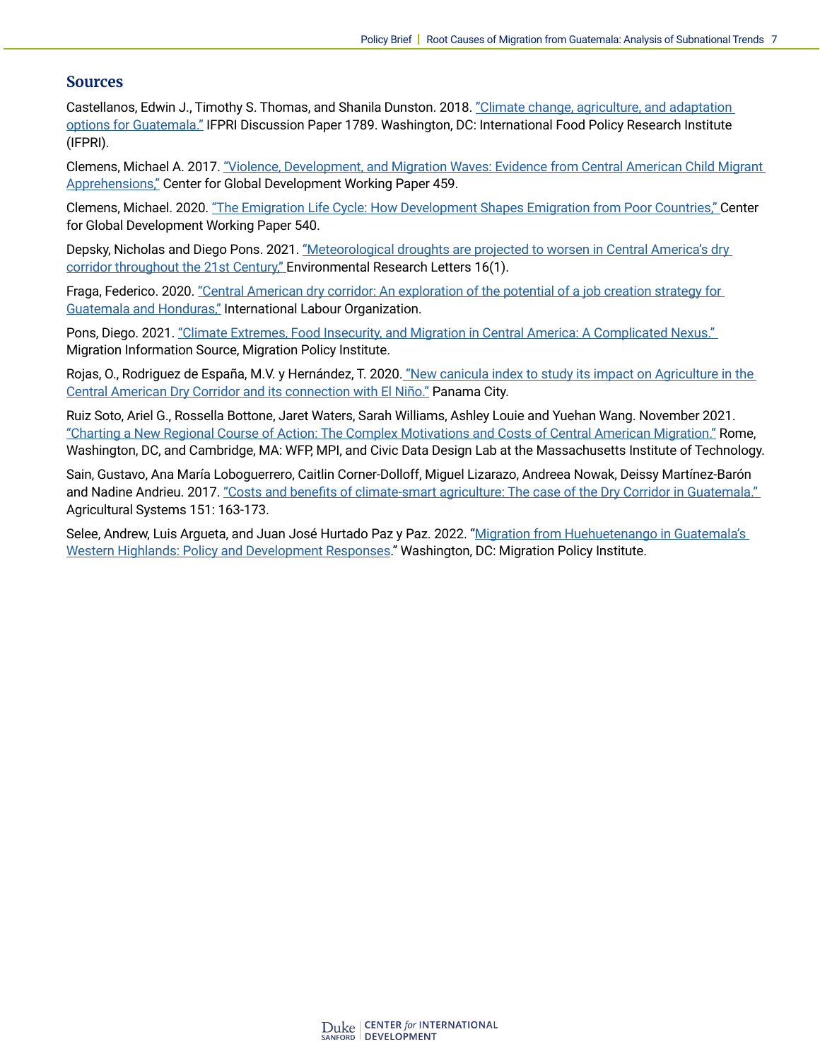## Sources

Castellanos, Edwin J., Timothy S. Thomas, and Shanila Dunston. 2018. "Climate change, agriculture, and adaptation options for Guatemala." IFPRI Discussion Paper 1789. Washington, DC: International Food Policy Research Institute (IFPRI).

Clemens, Michael A. 2017. "Violence, Development, and Migration Waves: Evidence from Central American Child Migrant Apprehensions," Center for Global Development Working Paper 459.

Clemens, Michael. 2020. "The Emigration Life Cycle: How Development Shapes Emigration from Poor Countries," Center for Global Development Working Paper 540.

Depsky, Nicholas and Diego Pons. 2021. "Meteorological droughts are projected to worsen in Central America's dry corridor throughout the 21st Century," Environmental Research Letters 16(1).

Fraga, Federico. 2020. "Central American dry corridor: An exploration of the potential of a job creation strategy for Guatemala and Honduras," International Labour Organization.

Pons, Diego. 2021. "Climate Extremes, Food Insecurity, and Migration in Central America: A Complicated Nexus." Migration Information Source, Migration Policy Institute.

Rojas, O., Rodriguez de España, M.V. y Hernández, T. 2020. "New canicula index to study its impact on Agriculture in the Central American Dry Corridor and its connection with El Niño." Panama City.

Ruiz Soto, Ariel G., Rossella Bottone, Jaret Waters, Sarah Williams, Ashley Louie and Yuehan Wang. November 2021. "Charting a New Regional Course of Action: The Complex Motivations and Costs of Central American Migration." Rome, Washington, DC, and Cambridge, MA: WFP, MPI, and Civic Data Design Lab at the Massachusetts Institute of Technology.

Sain, Gustavo, Ana María Loboguerrero, Caitlin Corner-Dolloff, Miguel Lizarazo, Andreea Nowak, Deissy Martínez-Barón and Nadine Andrieu. 2017. "Costs and benefits of climate-smart agriculture: The case of the Dry Corridor in Guatemala." Agricultural Systems 151: 163-173.

Selee, Andrew, Luis Argueta, and Juan José Hurtado Paz y Paz. 2022. "Migration from Huehuetenango in Guatemala's Western Highlands: Policy and Development Responses." Washington, DC: Migration Policy Institute.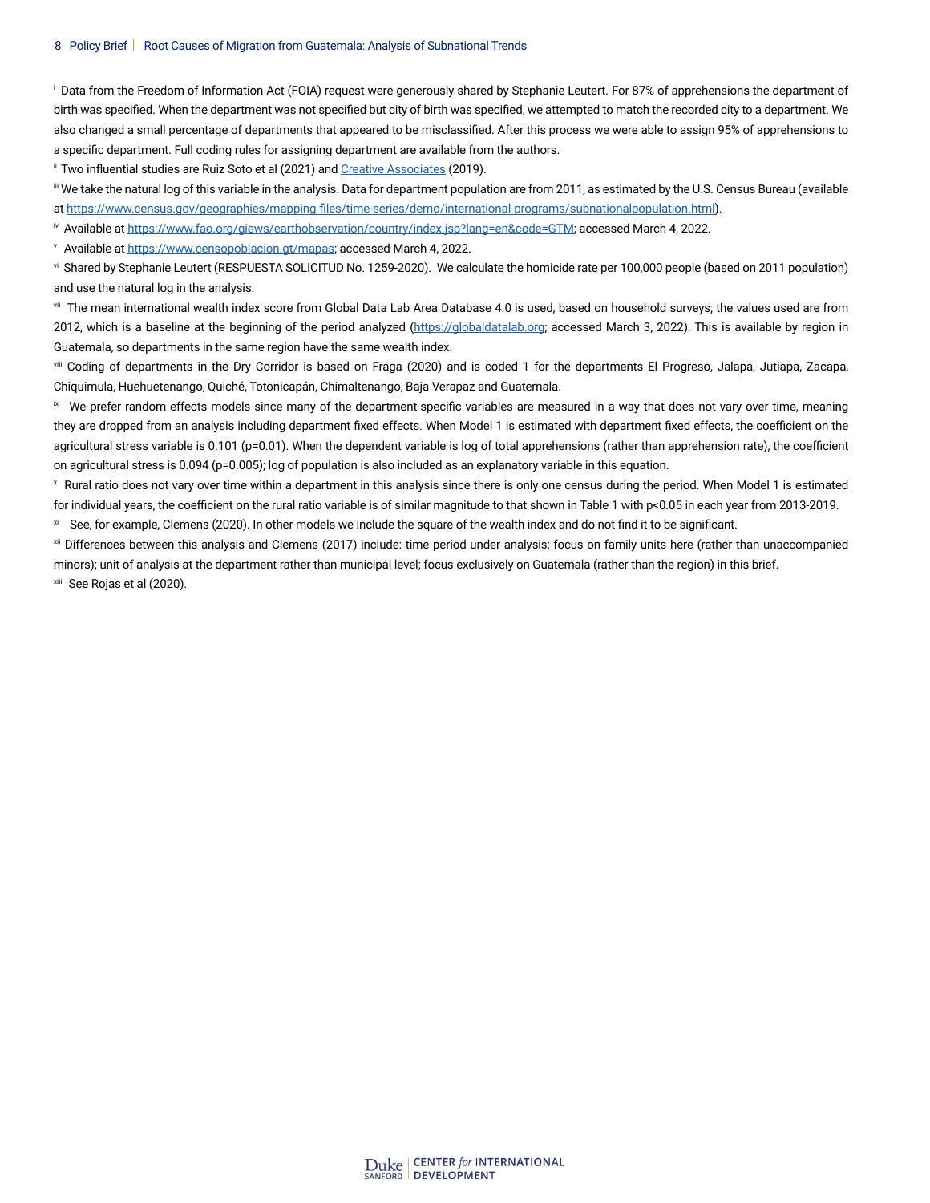[i] Data from the Freedom of Information Act (FOIA) request were generously shared by Stephanie Leutert. For 87% of apprehensions the department of birth was specified. When the department was not specified but city of birth was specified, we attempted to match the recorded city to a department. We also changed a small percentage of departments that appeared to be misclassified. After this process we were able to assign 95% of apprehensions to a specific department. Full coding rules for assigning department are available from the authors.

[ii] Two influential studies are Ruiz Soto et al (2021) and Creative Associates (2019).

[iii] We take the natural log of this variable in the analysis. Data for department population are from 2011, as estimated by the U.S. Census Bureau (available at https://www.census.gov/geographies/mapping-files/time-series/demo/international-programs/subnationalpopulation.html).

[iv] Available at https://www.fao.org/giews/earthobservation/country/index.jsp?lang=en&code=GTM; accessed March 4, 2022.

[v] Available at https://www.censopoblacion.gt/mapas; accessed March 4, 2022.

[vi] Shared by Stephanie Leutert (RESPUESTA SOLICITUD No. 1259-2020). We calculate the homicide rate per 100,000 people (based on 2011 population) and use the natural log in the analysis.

[vii] The mean international wealth index score from Global Data Lab Area Database 4.0 is used, based on household surveys; the values used are from 2012, which is a baseline at the beginning of the period analyzed (https://globaldatalab.org; accessed March 3, 2022). This is available by region in Guatemala, so departments in the same region have the same wealth index.

[viii] Coding of departments in the Dry Corridor is based on Fraga (2020) and is coded 1 for the departments El Progreso, Jalapa, Jutiapa, Zacapa, Chiquimula, Huehuetenango, Quiché, Totonicapán, Chimaltenango, Baja Verapaz and Guatemala.

[ix] We prefer random effects models since many of the department-specific variables are measured in a way that does not vary over time, meaning they are dropped from an analysis including department fixed effects. When Model 1 is estimated with department fixed effects, the coefficient on the agricultural stress variable is 0.101 ($p=0.01$). When the dependent variable is log of total apprehensions (rather than apprehension rate), the coefficient on agricultural stress is 0.094 ($p=0.005$); log of population is also included as an explanatory variable in this equation.

[x] Rural ratio does not vary over time within a department in this analysis since there is only one census during the period. When Model 1 is estimated for individual years, the coefficient on the rural ratio variable is of similar magnitude to that shown in Table 1 with $p<0.05$ in each year from 2013-2019.

[xi] See, for example, Clemens (2020). In other models we include the square of the wealth index and do not find it to be significant.

[xii] Differences between this analysis and Clemens (2017) include: time period under analysis; focus on family units here (rather than unaccompanied minors); unit of analysis at the department rather than municipal level; focus exclusively on Guatemala (rather than the region) in this brief.

[xiii] See Rojas et al (2020).